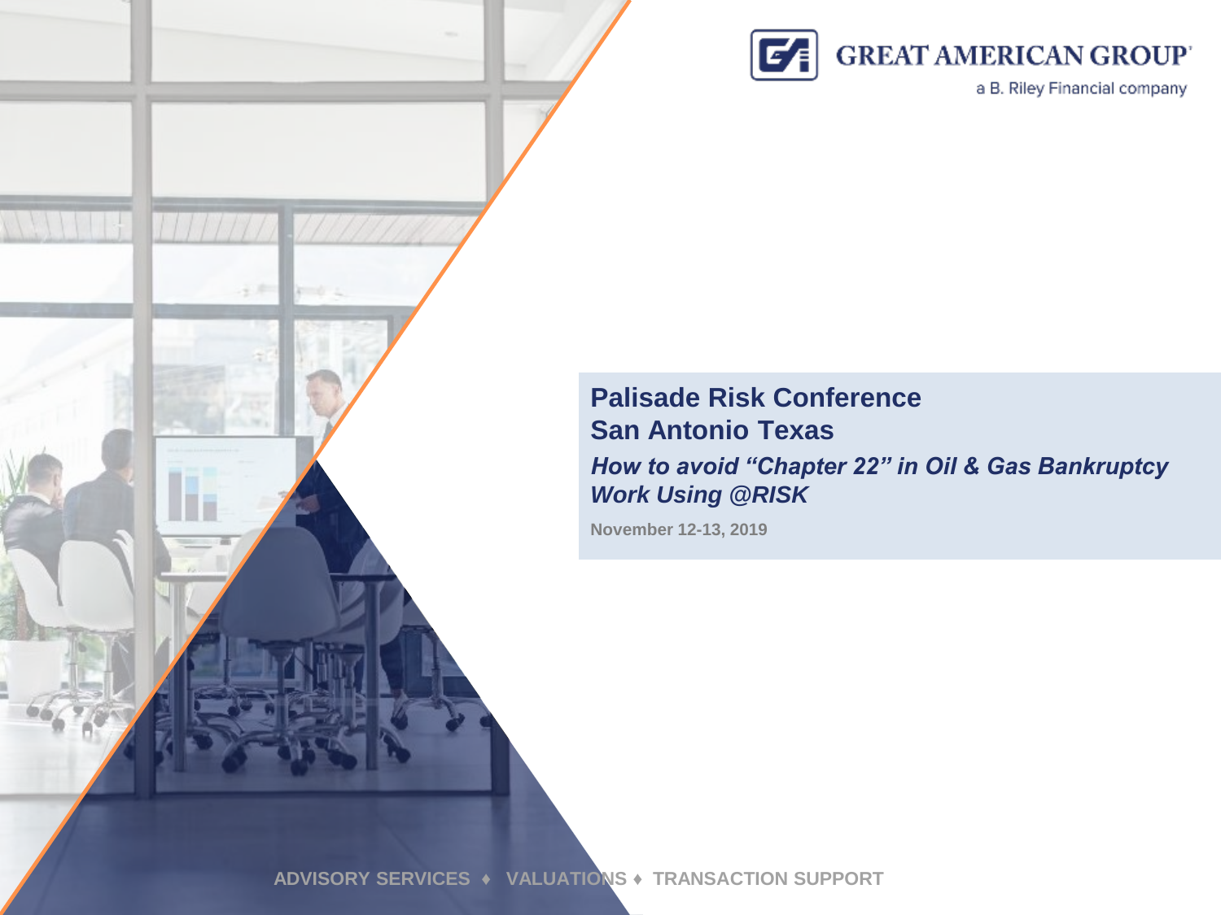GREAT AMERICAN GROUP

a B. Riley Financial company

# Palisade Risk Conference
# San Antonio Texas

## *How to avoid "Chapter 22" in Oil & Gas Bankruptcy Work Using @RISK*

**November 12-13, 2019**

ADVISORY SERVICES ♦ VALUATIONS ♦ TRANSACTION SUPPORT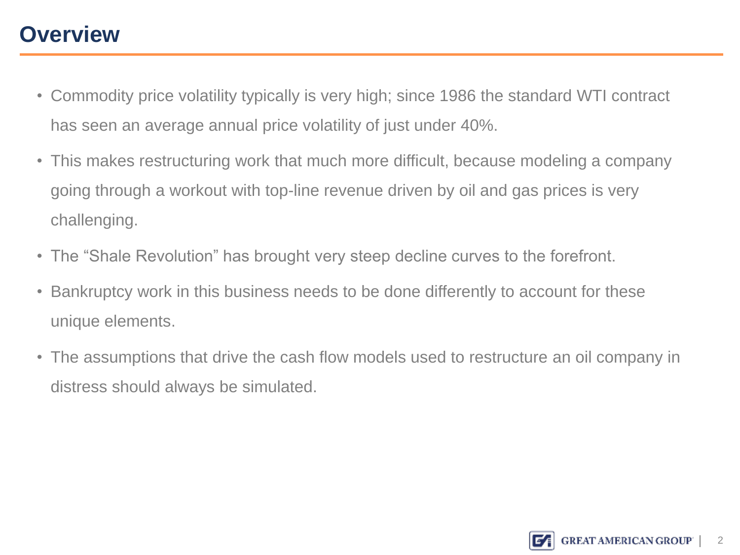# Overview

- Commodity price volatility typically is very high; since 1986 the standard WTI contract has seen an average annual price volatility of just under 40%.
- This makes restructuring work that much more difficult, because modeling a company going through a workout with top-line revenue driven by oil and gas prices is very challenging.
- The "Shale Revolution" has brought very steep decline curves to the forefront.
- Bankruptcy work in this business needs to be done differently to account for these unique elements.
- The assumptions that drive the cash flow models used to restructure an oil company in distress should always be simulated.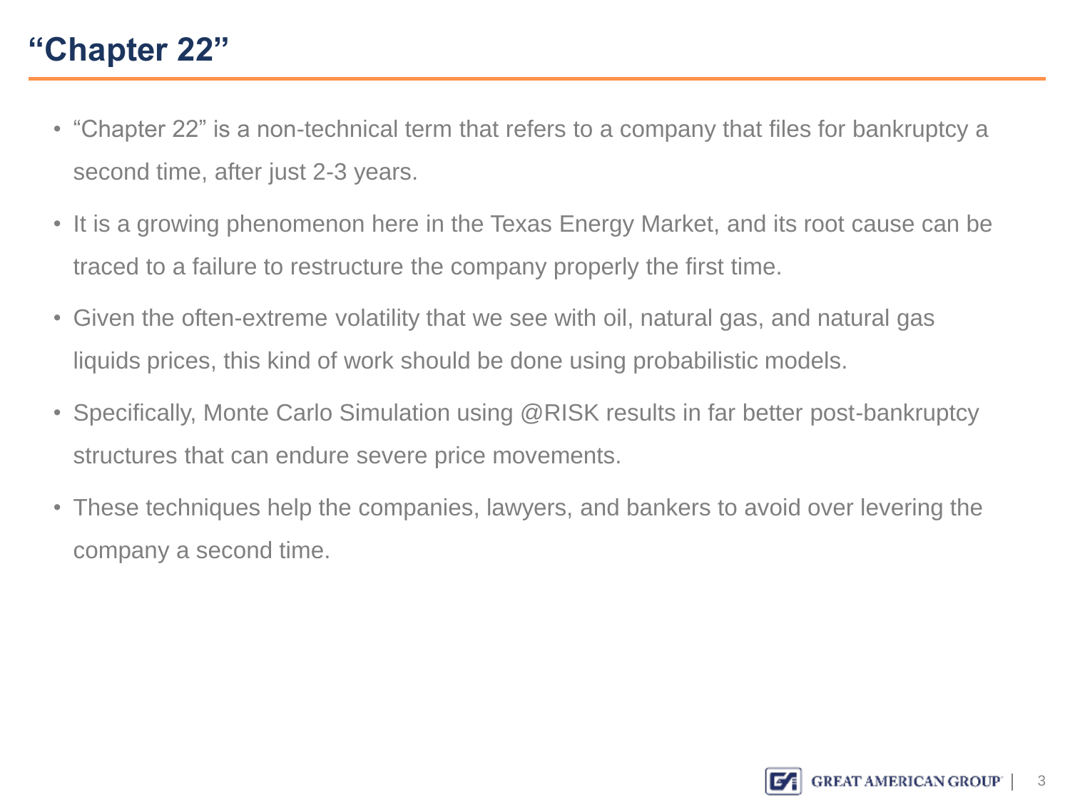# "Chapter 22"

- "Chapter 22" is a non-technical term that refers to a company that files for bankruptcy a second time, after just 2-3 years.
- It is a growing phenomenon here in the Texas Energy Market, and its root cause can be traced to a failure to restructure the company properly the first time.
- Given the often-extreme volatility that we see with oil, natural gas, and natural gas liquids prices, this kind of work should be done using probabilistic models.
- Specifically, Monte Carlo Simulation using @RISK results in far better post-bankruptcy structures that can endure severe price movements.
- These techniques help the companies, lawyers, and bankers to avoid over levering the company a second time.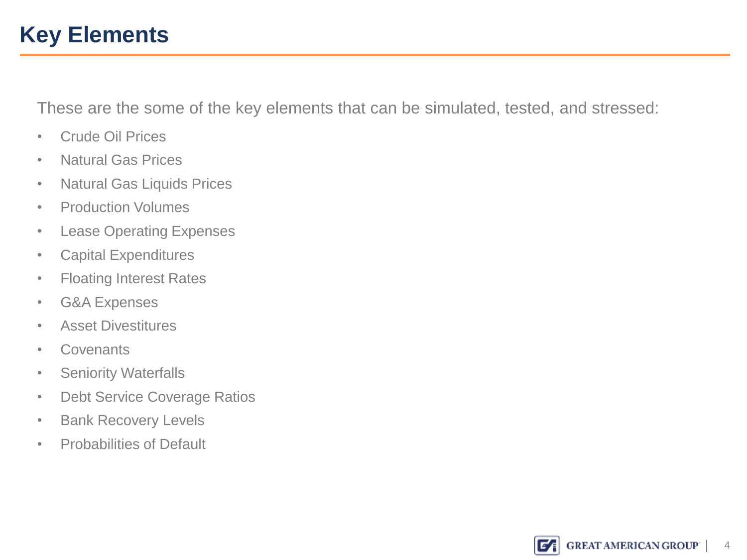# Key Elements

These are the some of the key elements that can be simulated, tested, and stressed:

- Crude Oil Prices
- Natural Gas Prices
- Natural Gas Liquids Prices
- Production Volumes
- Lease Operating Expenses
- Capital Expenditures
- Floating Interest Rates
- G&A Expenses
- Asset Divestitures
- Covenants
- Seniority Waterfalls
- Debt Service Coverage Ratios
- Bank Recovery Levels
- Probabilities of Default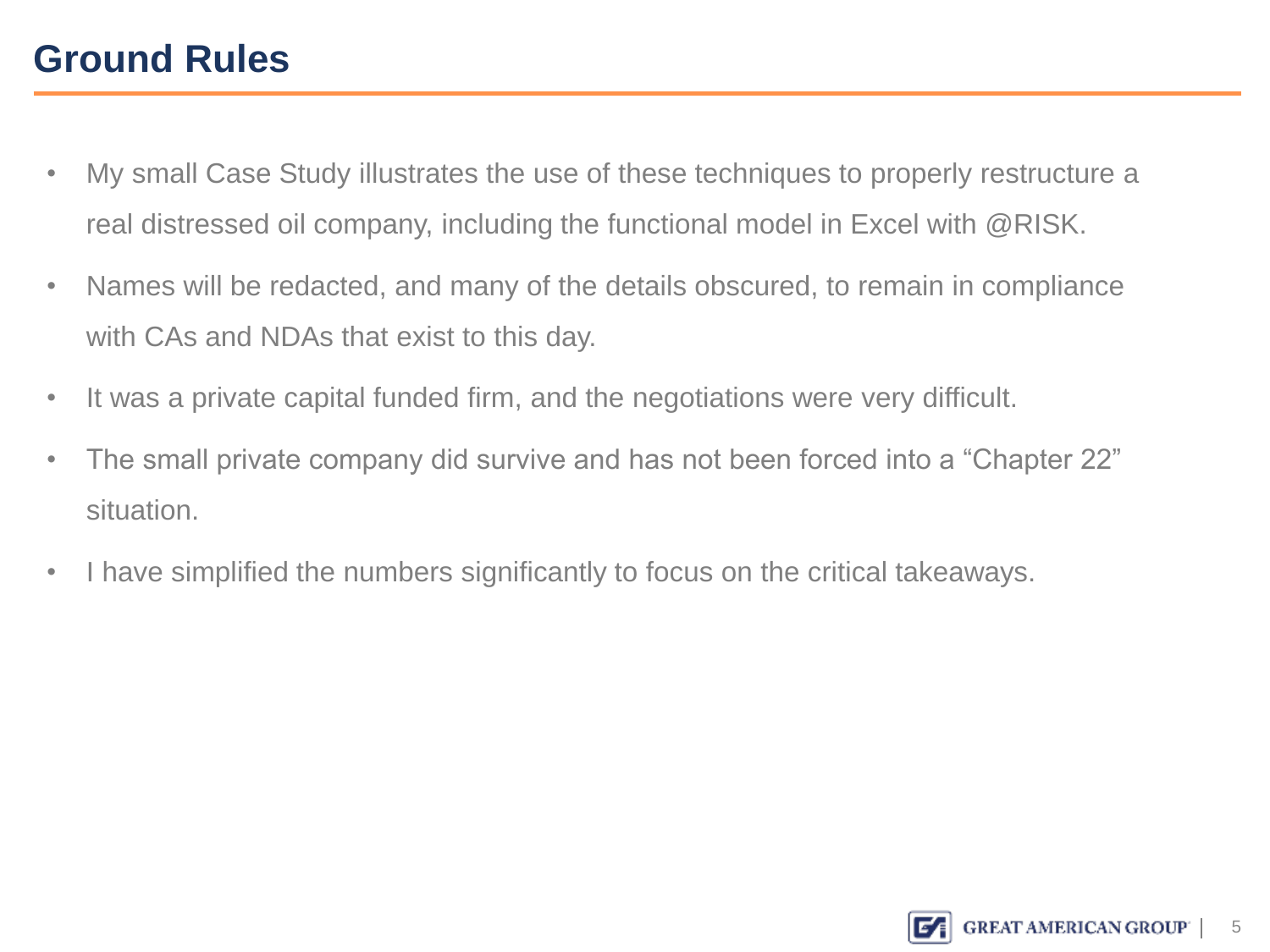# Ground Rules

- My small Case Study illustrates the use of these techniques to properly restructure a real distressed oil company, including the functional model in Excel with @RISK.
- Names will be redacted, and many of the details obscured, to remain in compliance with CAs and NDAs that exist to this day.
- It was a private capital funded firm, and the negotiations were very difficult.
- The small private company did survive and has not been forced into a “Chapter 22” situation.
- I have simplified the numbers significantly to focus on the critical takeaways.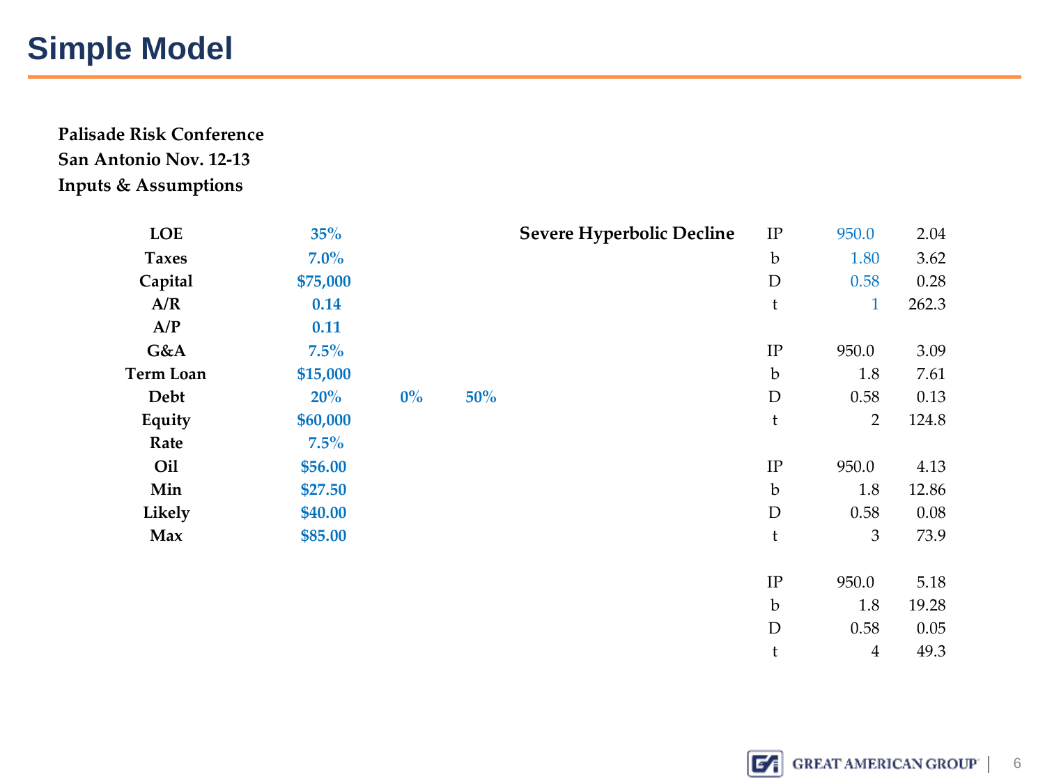# Simple Model

**Palisade Risk Conference**
**San Antonio Nov. 12-13**
**Inputs & Assumptions**

| | | | |
|---|---|---|---|
| **LOE** | **35%** | | |
| **Taxes** | **7.0%** | | |
| **Capital** | **$75,000** | | |
| **A/R** | **0.14** | | |
| **A/P** | **0.11** | | |
| **G&A** | **7.5%** | | |
| **Term Loan** | **$15,000** | | |
| **Debt** | **20%** | **0%** | **50%** |
| **Equity** | **$60,000** | | |
| **Rate** | **7.5%** | | |
| **Oil** | **$56.00** | | |
| **Min** | **$27.50** | | |
| **Likely** | **$40.00** | | |
| **Max** | **$85.00** | | |

| | | | |
|---|---|---|---|
| **Severe Hyperbolic Decline** | IP | 950.0 | 2.04 |
| | b | 1.80 | 3.62 |
| | D | 0.58 | 0.28 |
| | t | 1 | 262.3 |
| | | | |
| | IP | 950.0 | 3.09 |
| | b | 1.8 | 7.61 |
| | D | 0.58 | 0.13 |
| | t | 2 | 124.8 |
| | | | |
| | IP | 950.0 | 4.13 |
| | b | 1.8 | 12.86 |
| | D | 0.58 | 0.08 |
| | t | 3 | 73.9 |
| | | | |
| | IP | 950.0 | 5.18 |
| | b | 1.8 | 19.28 |
| | D | 0.58 | 0.05 |
| | t | 4 | 49.3 |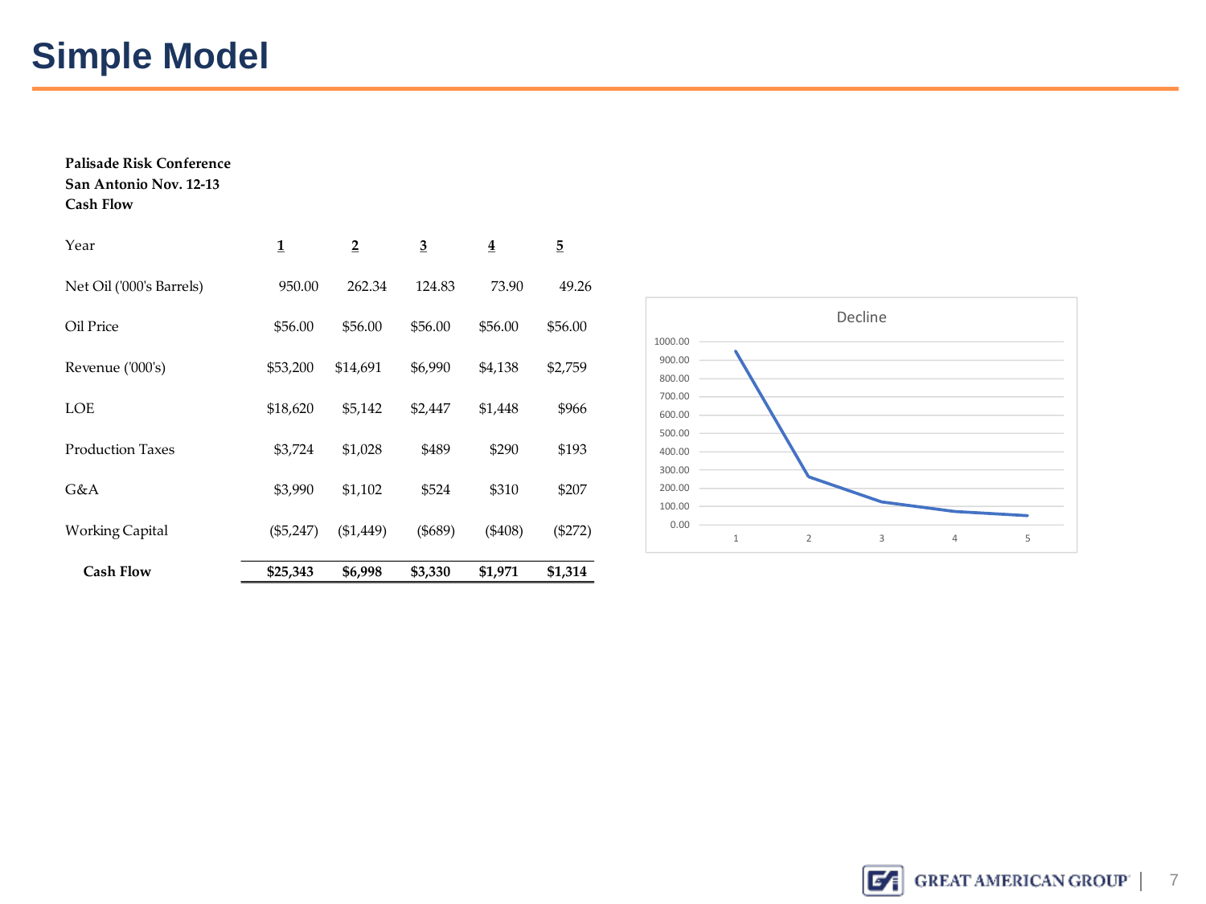# Simple Model

**Palisade Risk Conference**
**San Antonio Nov. 12-13**
**Cash Flow**

| Year | 1 | 2 | 3 | 4 | 5 |
|---|---|---|---|---|---|
| Net Oil ('000's Barrels) | 950.00 | 262.34 | 124.83 | 73.90 | 49.26 |
| Oil Price | $56.00 | $56.00 | $56.00 | $56.00 | $56.00 |
| Revenue ('000's) | $53,200 | $14,691 | $6,990 | $4,138 | $2,759 |
| LOE | $18,620 | $5,142 | $2,447 | $1,448 | $966 |
| Production Taxes | $3,724 | $1,028 | $489 | $290 | $193 |
| G&A | $3,990 | $1,102 | $524 | $310 | $207 |
| Working Capital | ($5,247) | ($1,449) | ($689) | ($408) | ($272) |
| **Cash Flow** | **$25,343** | **$6,998** | **$3,330** | **$1,971** | **$1,314** |

Decline

| Year | 1 | 2 | 3 | 4 | 5 |
|---|---|---|---|---|---|
| Decline | 950.00 | 262.34 | 124.83 | 73.90 | 49.26 |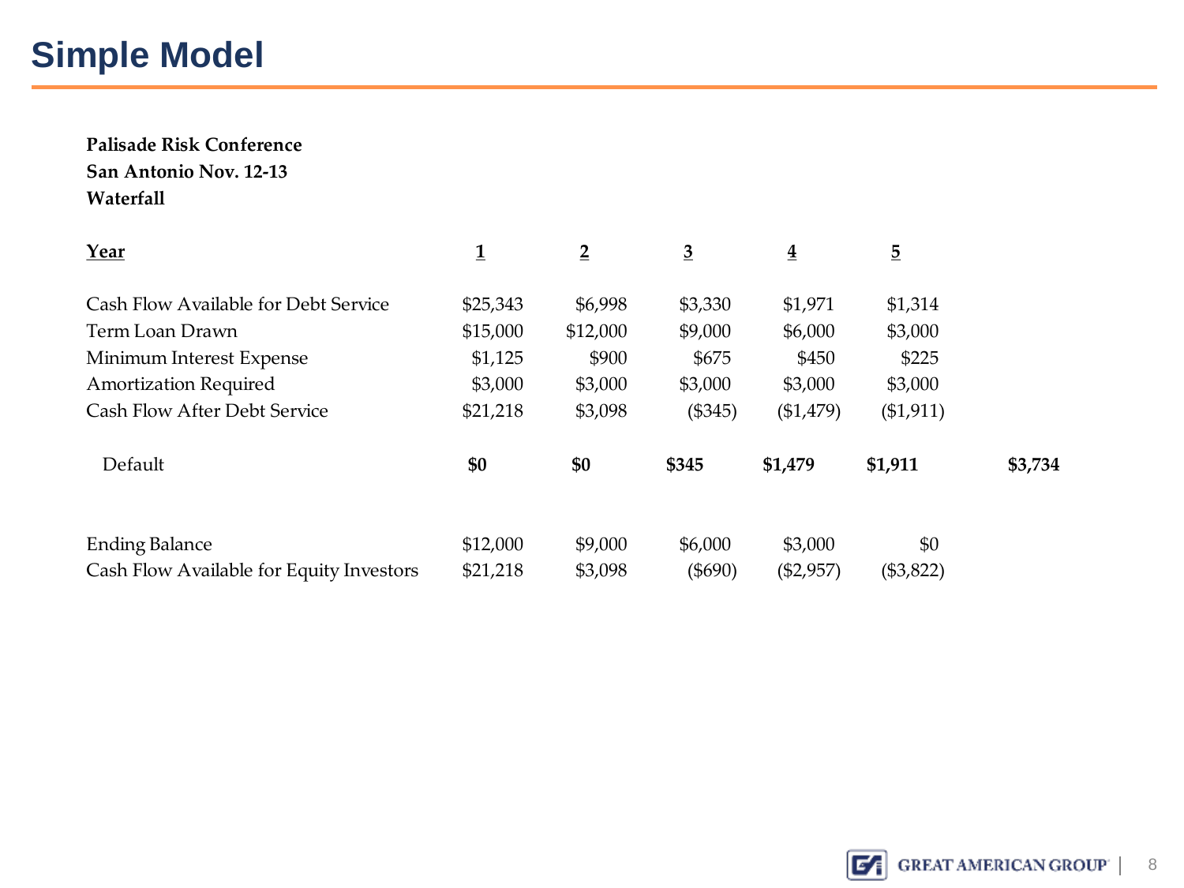# Simple Model

**Palisade Risk Conference**
**San Antonio Nov. 12-13**
**Waterfall**

| Year | 1 | 2 | 3 | 4 | 5 | |
|---|---|---|---|---|---|---|
| Cash Flow Available for Debt Service | $25,343 | $6,998 | $3,330 | $1,971 | $1,314 | |
| Term Loan Drawn | $15,000 | $12,000 | $9,000 | $6,000 | $3,000 | |
| Minimum Interest Expense | $1,125 | $900 | $675 | $450 | $225 | |
| Amortization Required | $3,000 | $3,000 | $3,000 | $3,000 | $3,000 | |
| Cash Flow After Debt Service | $21,218 | $3,098 | ($345) | ($1,479) | ($1,911) | |
| **Default** | **$0** | **$0** | **$345** | **$1,479** | **$1,911** | **$3,734** |
| Ending Balance | $12,000 | $9,000 | $6,000 | $3,000 | $0 | |
| Cash Flow Available for Equity Investors | $21,218 | $3,098 | ($690) | ($2,957) | ($3,822) | |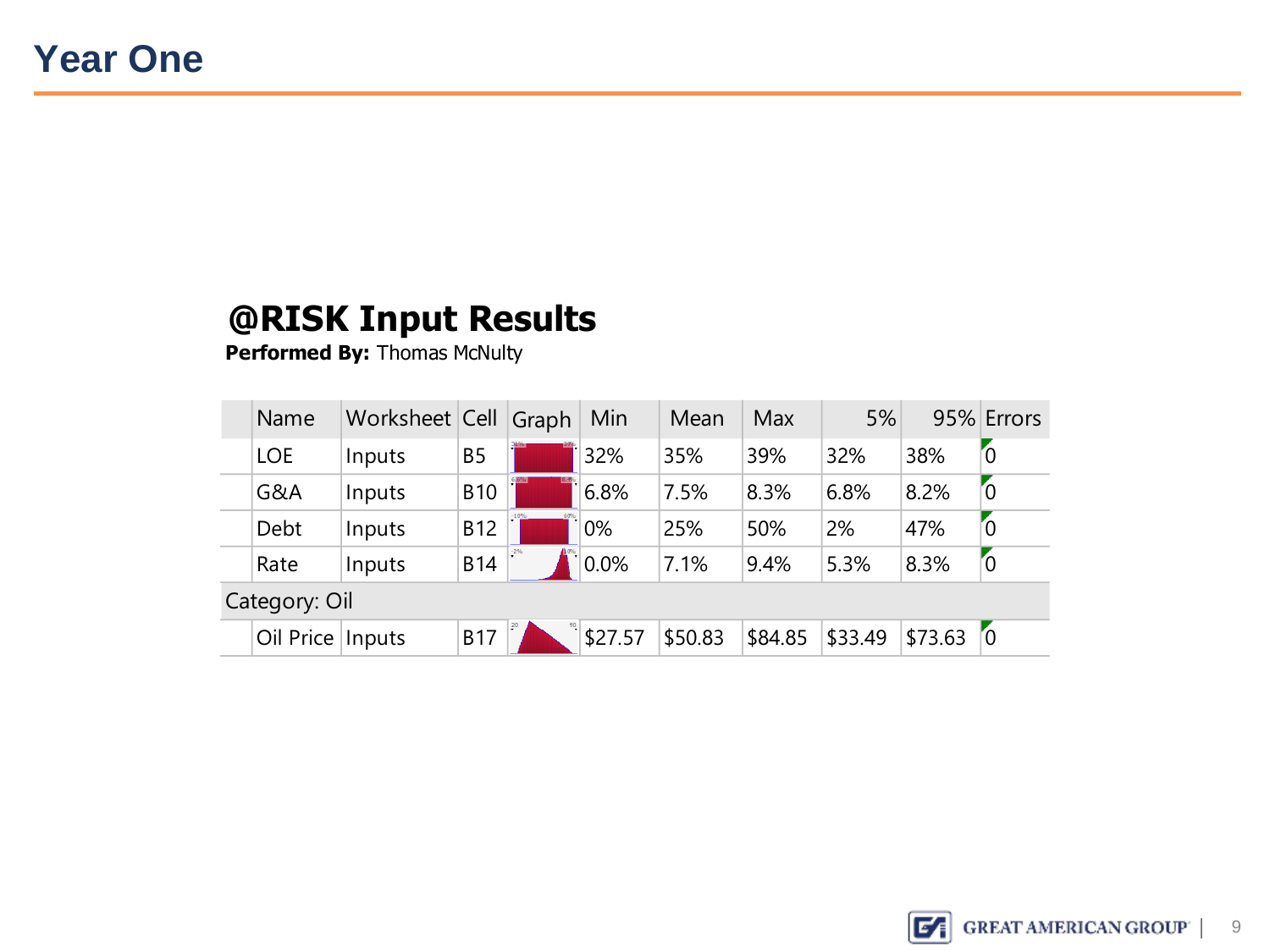# Year One

## @RISK Input Results

**Performed By:** Thomas McNulty

| Name | Worksheet | Cell | Graph | Min | Mean | Max | 5% | 95% | Errors |
|---|---|---|---|---|---|---|---|---|---|
| LOE | Inputs | B5 | | 32% | 35% | 39% | 32% | 38% | 0 |
| G&A | Inputs | B10 | | 6.8% | 7.5% | 8.3% | 6.8% | 8.2% | 0 |
| Debt | Inputs | B12 | | 0% | 25% | 50% | 2% | 47% | 0 |
| Rate | Inputs | B14 | | 0.0% | 7.1% | 9.4% | 5.3% | 8.3% | 0 |
| Category: Oil | | | | | | | | | |
| Oil Price | Inputs | B17 | | $27.57 | $50.83 | $84.85 | $33.49 | $73.63 | 0 |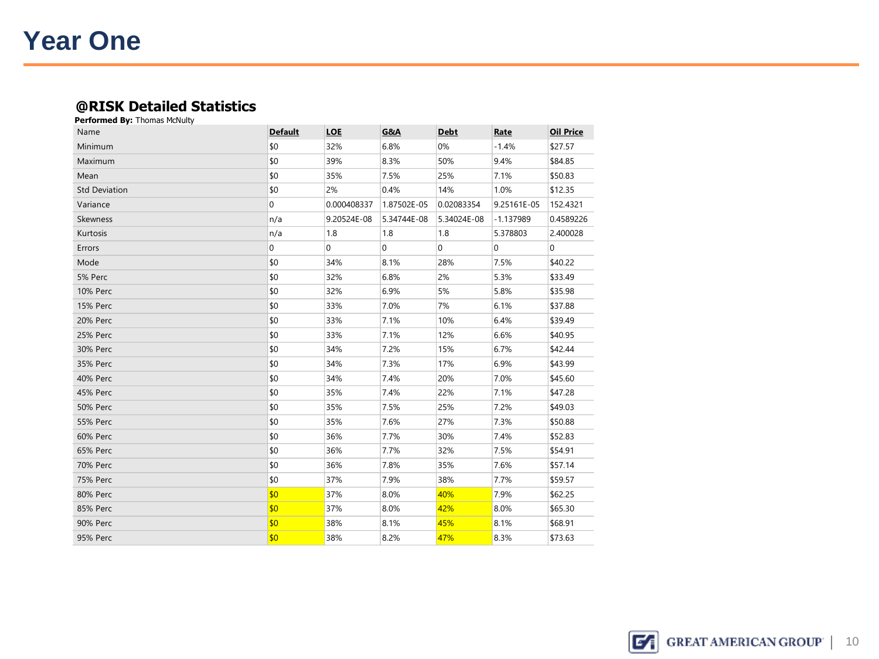# Year One

### @RISK Detailed Statistics

**Performed By:** Thomas McNulty

| Name | Default | LOE | G&A | Debt | Rate | Oil Price |
|---|---|---|---|---|---|---|
| Minimum | $0 | 32% | 6.8% | 0% | -1.4% | $27.57 |
| Maximum | $0 | 39% | 8.3% | 50% | 9.4% | $84.85 |
| Mean | $0 | 35% | 7.5% | 25% | 7.1% | $50.83 |
| Std Deviation | $0 | 2% | 0.4% | 14% | 1.0% | $12.35 |
| Variance | 0 | 0.000408337 | 1.87502E-05 | 0.02083354 | 9.25161E-05 | 152.4321 |
| Skewness | n/a | 9.20524E-08 | 5.34744E-08 | 5.34024E-08 | -1.137989 | 0.4589226 |
| Kurtosis | n/a | 1.8 | 1.8 | 1.8 | 5.378803 | 2.400028 |
| Errors | 0 | 0 | 0 | 0 | 0 | 0 |
| Mode | $0 | 34% | 8.1% | 28% | 7.5% | $40.22 |
| 5% Perc | $0 | 32% | 6.8% | 2% | 5.3% | $33.49 |
| 10% Perc | $0 | 32% | 6.9% | 5% | 5.8% | $35.98 |
| 15% Perc | $0 | 33% | 7.0% | 7% | 6.1% | $37.88 |
| 20% Perc | $0 | 33% | 7.1% | 10% | 6.4% | $39.49 |
| 25% Perc | $0 | 33% | 7.1% | 12% | 6.6% | $40.95 |
| 30% Perc | $0 | 34% | 7.2% | 15% | 6.7% | $42.44 |
| 35% Perc | $0 | 34% | 7.3% | 17% | 6.9% | $43.99 |
| 40% Perc | $0 | 34% | 7.4% | 20% | 7.0% | $45.60 |
| 45% Perc | $0 | 35% | 7.4% | 22% | 7.1% | $47.28 |
| 50% Perc | $0 | 35% | 7.5% | 25% | 7.2% | $49.03 |
| 55% Perc | $0 | 35% | 7.6% | 27% | 7.3% | $50.88 |
| 60% Perc | $0 | 36% | 7.7% | 30% | 7.4% | $52.83 |
| 65% Perc | $0 | 36% | 7.7% | 32% | 7.5% | $54.91 |
| 70% Perc | $0 | 36% | 7.8% | 35% | 7.6% | $57.14 |
| 75% Perc | $0 | 37% | 7.9% | 38% | 7.7% | $59.57 |
| 80% Perc | $0 | 37% | 8.0% | 40% | 7.9% | $62.25 |
| 85% Perc | $0 | 37% | 8.0% | 42% | 8.0% | $65.30 |
| 90% Perc | $0 | 38% | 8.1% | 45% | 8.1% | $68.91 |
| 95% Perc | $0 | 38% | 8.2% | 47% | 8.3% | $73.63 |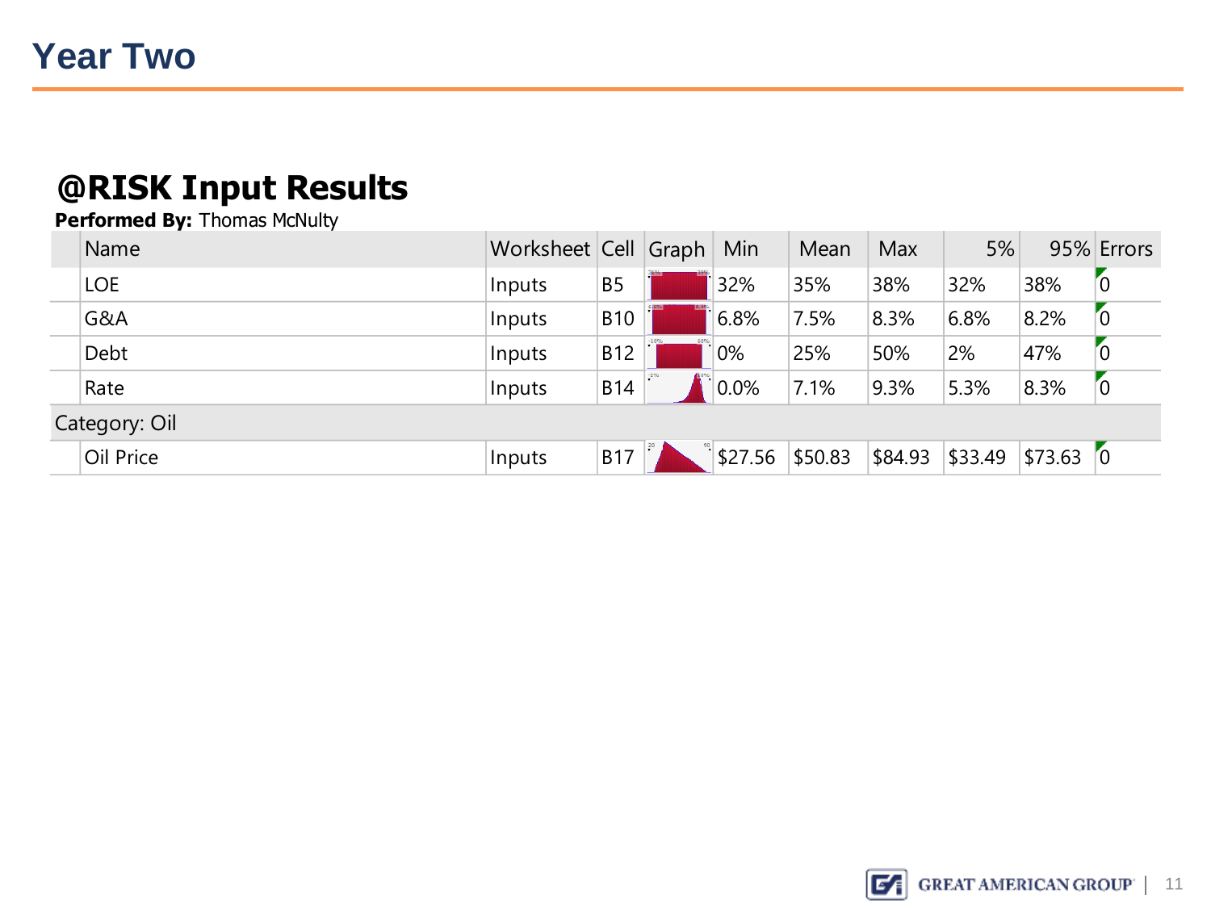# Year Two

## @RISK Input Results

**Performed By:** Thomas McNulty

| Name | Worksheet | Cell | Graph | Min | Mean | Max | 5% | 95% | Errors |
|---|---|---|---|---|---|---|---|---|---|
| LOE | Inputs | B5 | | 32% | 35% | 38% | 32% | 38% | 0 |
| G&A | Inputs | B10 | | 6.8% | 7.5% | 8.3% | 6.8% | 8.2% | 0 |
| Debt | Inputs | B12 | | 0% | 25% | 50% | 2% | 47% | 0 |
| Rate | Inputs | B14 | | 0.0% | 7.1% | 9.3% | 5.3% | 8.3% | 0 |
| Category: Oil | | | | | | | | | |
| Oil Price | Inputs | B17 | | $27.56 | $50.83 | $84.93 | $33.49 | $73.63 | 0 |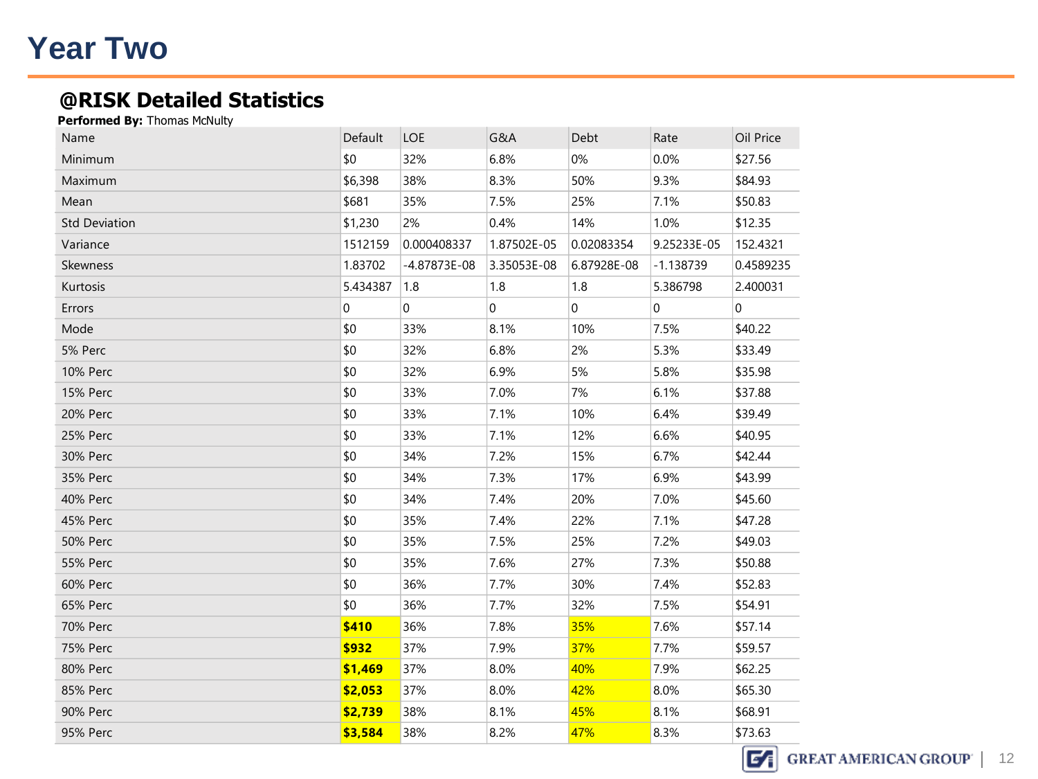# Year Two

## @RISK Detailed Statistics

**Performed By:** Thomas McNulty

| Name | Default | LOE | G&A | Debt | Rate | Oil Price |
|---|---|---|---|---|---|---|
| Minimum | $0 | 32% | 6.8% | 0% | 0.0% | $27.56 |
| Maximum | $6,398 | 38% | 8.3% | 50% | 9.3% | $84.93 |
| Mean | $681 | 35% | 7.5% | 25% | 7.1% | $50.83 |
| Std Deviation | $1,230 | 2% | 0.4% | 14% | 1.0% | $12.35 |
| Variance | 1512159 | 0.000408337 | 1.87502E-05 | 0.02083354 | 9.25233E-05 | 152.4321 |
| Skewness | 1.83702 | -4.87873E-08 | 3.35053E-08 | 6.87928E-08 | -1.138739 | 0.4589235 |
| Kurtosis | 5.434387 | 1.8 | 1.8 | 1.8 | 5.386798 | 2.400031 |
| Errors | 0 | 0 | 0 | 0 | 0 | 0 |
| Mode | $0 | 33% | 8.1% | 10% | 7.5% | $40.22 |
| 5% Perc | $0 | 32% | 6.8% | 2% | 5.3% | $33.49 |
| 10% Perc | $0 | 32% | 6.9% | 5% | 5.8% | $35.98 |
| 15% Perc | $0 | 33% | 7.0% | 7% | 6.1% | $37.88 |
| 20% Perc | $0 | 33% | 7.1% | 10% | 6.4% | $39.49 |
| 25% Perc | $0 | 33% | 7.1% | 12% | 6.6% | $40.95 |
| 30% Perc | $0 | 34% | 7.2% | 15% | 6.7% | $42.44 |
| 35% Perc | $0 | 34% | 7.3% | 17% | 6.9% | $43.99 |
| 40% Perc | $0 | 34% | 7.4% | 20% | 7.0% | $45.60 |
| 45% Perc | $0 | 35% | 7.4% | 22% | 7.1% | $47.28 |
| 50% Perc | $0 | 35% | 7.5% | 25% | 7.2% | $49.03 |
| 55% Perc | $0 | 35% | 7.6% | 27% | 7.3% | $50.88 |
| 60% Perc | $0 | 36% | 7.7% | 30% | 7.4% | $52.83 |
| 65% Perc | $0 | 36% | 7.7% | 32% | 7.5% | $54.91 |
| 70% Perc | **$410** | 36% | 7.8% | 35% | 7.6% | $57.14 |
| 75% Perc | **$932** | 37% | 7.9% | 37% | 7.7% | $59.57 |
| 80% Perc | **$1,469** | 37% | 8.0% | 40% | 7.9% | $62.25 |
| 85% Perc | **$2,053** | 37% | 8.0% | 42% | 8.0% | $65.30 |
| 90% Perc | **$2,739** | 38% | 8.1% | 45% | 8.1% | $68.91 |
| 95% Perc | **$3,584** | 38% | 8.2% | 47% | 8.3% | $73.63 |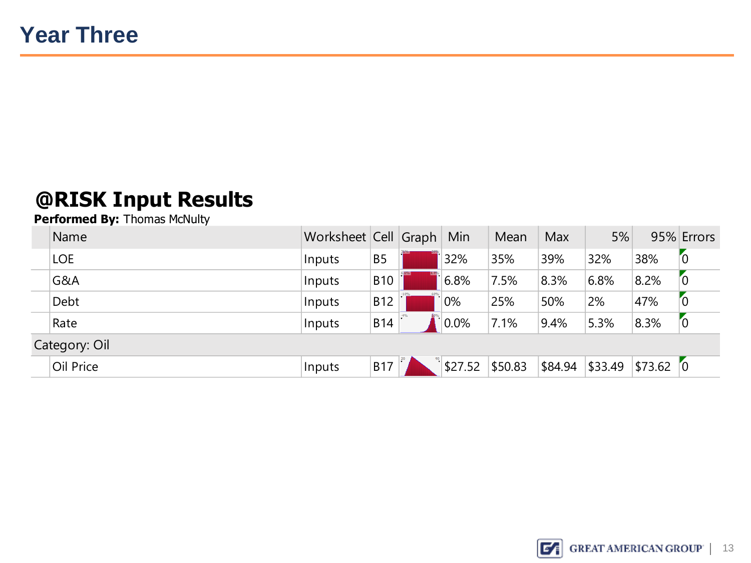# Year Three

## @RISK Input Results

**Performed By:** Thomas McNulty

| Name | Worksheet | Cell | Graph | Min | Mean | Max | 5% | 95% | Errors |
|---|---|---|---|---|---|---|---|---|---|
| LOE | Inputs | B5 | | 32% | 35% | 39% | 32% | 38% | 0 |
| G&A | Inputs | B10 | | 6.8% | 7.5% | 8.3% | 6.8% | 8.2% | 0 |
| Debt | Inputs | B12 | | 0% | 25% | 50% | 2% | 47% | 0 |
| Rate | Inputs | B14 | | 0.0% | 7.1% | 9.4% | 5.3% | 8.3% | 0 |
| Category: Oil | | | | | | | | | |
| Oil Price | Inputs | B17 | | $27.52 | $50.83 | $84.94 | $33.49 | $73.62 | 0 |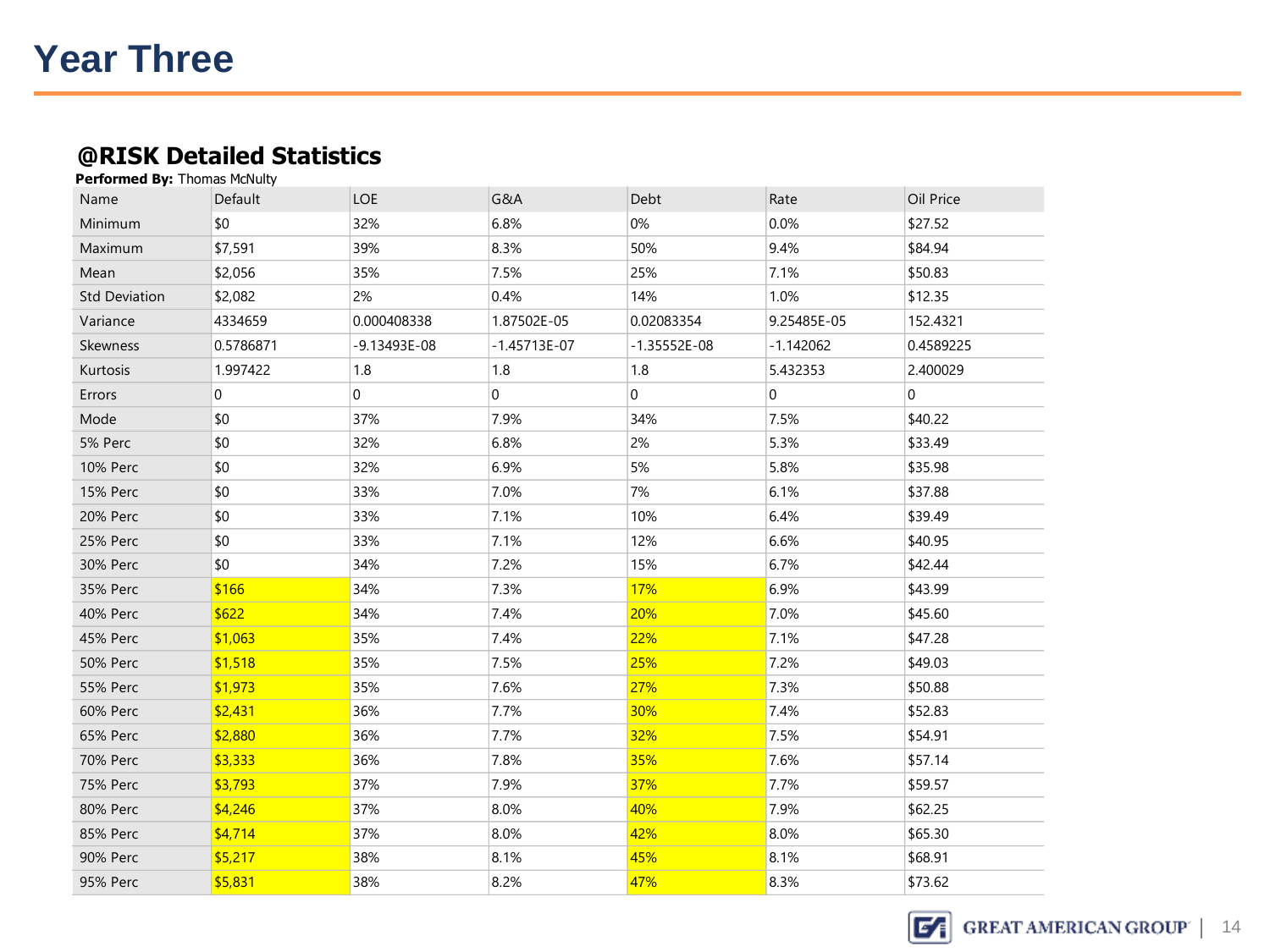# Year Three

## @RISK Detailed Statistics

**Performed By:** Thomas McNulty

| Name | Default | LOE | G&A | Debt | Rate | Oil Price |
|---|---|---|---|---|---|---|
| Minimum | $0 | 32% | 6.8% | 0% | 0.0% | $27.52 |
| Maximum | $7,591 | 39% | 8.3% | 50% | 9.4% | $84.94 |
| Mean | $2,056 | 35% | 7.5% | 25% | 7.1% | $50.83 |
| Std Deviation | $2,082 | 2% | 0.4% | 14% | 1.0% | $12.35 |
| Variance | 4334659 | 0.000408338 | 1.87502E-05 | 0.02083354 | 9.25485E-05 | 152.4321 |
| Skewness | 0.5786871 | -9.13493E-08 | -1.45713E-07 | -1.35552E-08 | -1.142062 | 0.4589225 |
| Kurtosis | 1.997422 | 1.8 | 1.8 | 1.8 | 5.432353 | 2.400029 |
| Errors | 0 | 0 | 0 | 0 | 0 | 0 |
| Mode | $0 | 37% | 7.9% | 34% | 7.5% | $40.22 |
| 5% Perc | $0 | 32% | 6.8% | 2% | 5.3% | $33.49 |
| 10% Perc | $0 | 32% | 6.9% | 5% | 5.8% | $35.98 |
| 15% Perc | $0 | 33% | 7.0% | 7% | 6.1% | $37.88 |
| 20% Perc | $0 | 33% | 7.1% | 10% | 6.4% | $39.49 |
| 25% Perc | $0 | 33% | 7.1% | 12% | 6.6% | $40.95 |
| 30% Perc | $0 | 34% | 7.2% | 15% | 6.7% | $42.44 |
| 35% Perc | $166 | 34% | 7.3% | 17% | 6.9% | $43.99 |
| 40% Perc | $622 | 34% | 7.4% | 20% | 7.0% | $45.60 |
| 45% Perc | $1,063 | 35% | 7.4% | 22% | 7.1% | $47.28 |
| 50% Perc | $1,518 | 35% | 7.5% | 25% | 7.2% | $49.03 |
| 55% Perc | $1,973 | 35% | 7.6% | 27% | 7.3% | $50.88 |
| 60% Perc | $2,431 | 36% | 7.7% | 30% | 7.4% | $52.83 |
| 65% Perc | $2,880 | 36% | 7.7% | 32% | 7.5% | $54.91 |
| 70% Perc | $3,333 | 36% | 7.8% | 35% | 7.6% | $57.14 |
| 75% Perc | $3,793 | 37% | 7.9% | 37% | 7.7% | $59.57 |
| 80% Perc | $4,246 | 37% | 8.0% | 40% | 7.9% | $62.25 |
| 85% Perc | $4,714 | 37% | 8.0% | 42% | 8.0% | $65.30 |
| 90% Perc | $5,217 | 38% | 8.1% | 45% | 8.1% | $68.91 |
| 95% Perc | $5,831 | 38% | 8.2% | 47% | 8.3% | $73.62 |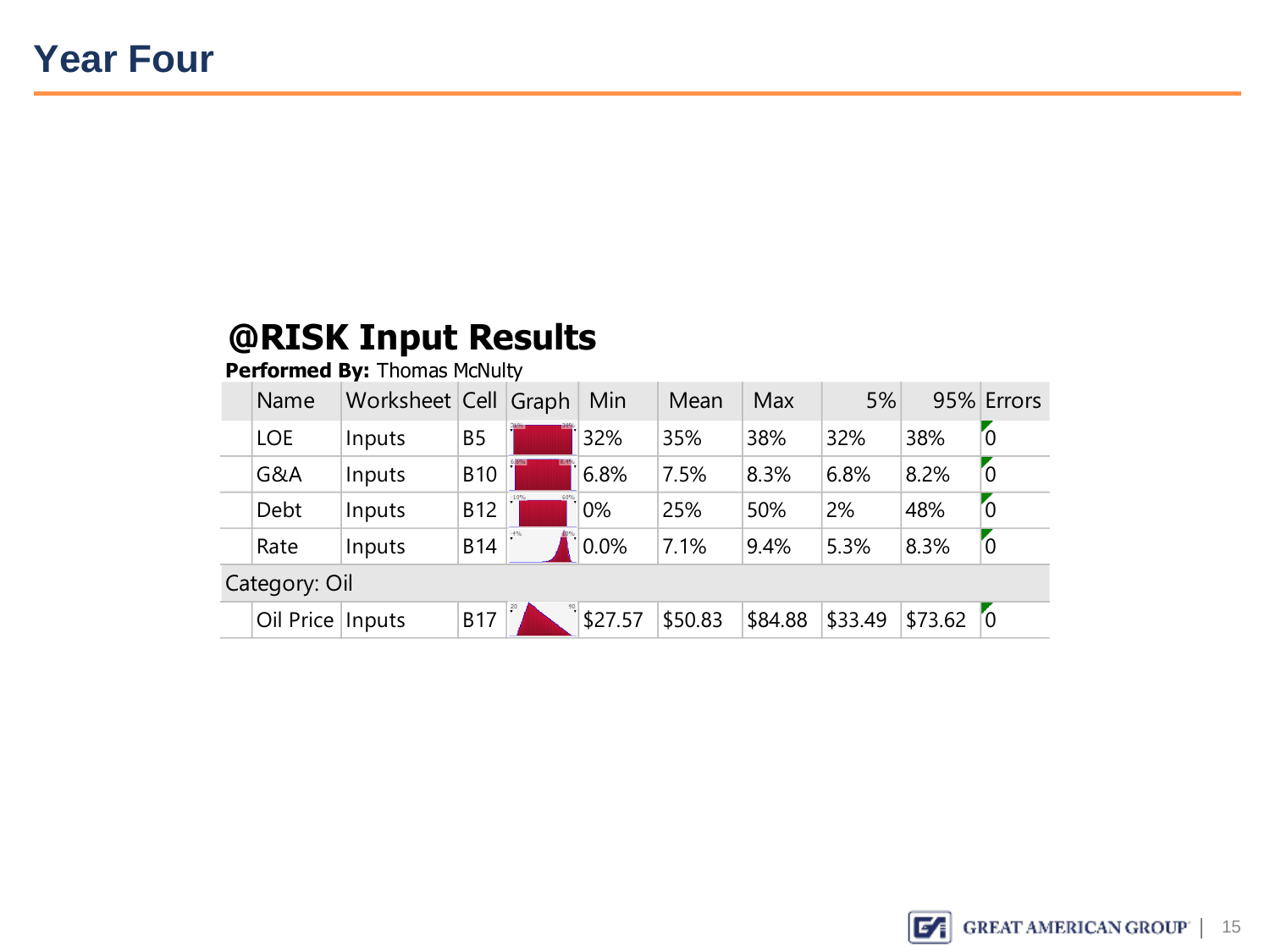# Year Four

## @RISK Input Results

**Performed By:** Thomas McNulty

| | Name | Worksheet | Cell | Graph | Min | Mean | Max | 5% | 95% | Errors |
|---|---|---|---|---|---|---|---|---|---|---|
| | LOE | Inputs | B5 | | 32% | 35% | 38% | 32% | 38% | 0 |
| | G&A | Inputs | B10 | | 6.8% | 7.5% | 8.3% | 6.8% | 8.2% | 0 |
| | Debt | Inputs | B12 | | 0% | 25% | 50% | 2% | 48% | 0 |
| | Rate | Inputs | B14 | | 0.0% | 7.1% | 9.4% | 5.3% | 8.3% | 0 |
| Category: Oil | | | | | | | | | | |
| | Oil Price | Inputs | B17 | | $27.57 | $50.83 | $84.88 | $33.49 | $73.62 | 0 |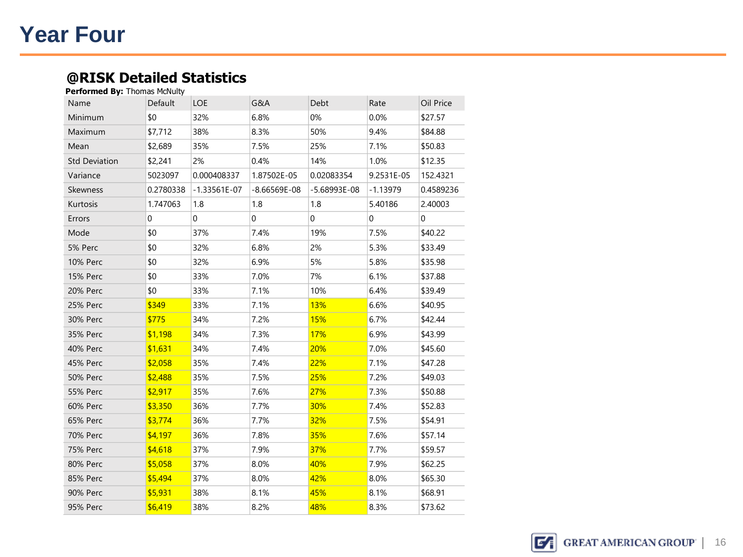# Year Four

## @RISK Detailed Statistics

**Performed By:** Thomas McNulty

| Name | Default | LOE | G&A | Debt | Rate | Oil Price |
|---|---|---|---|---|---|---|
| Minimum | $0 | 32% | 6.8% | 0% | 0.0% | $27.57 |
| Maximum | $7,712 | 38% | 8.3% | 50% | 9.4% | $84.88 |
| Mean | $2,689 | 35% | 7.5% | 25% | 7.1% | $50.83 |
| Std Deviation | $2,241 | 2% | 0.4% | 14% | 1.0% | $12.35 |
| Variance | 5023097 | 0.000408337 | 1.87502E-05 | 0.02083354 | 9.2531E-05 | 152.4321 |
| Skewness | 0.2780338 | -1.33561E-07 | -8.66569E-08 | -5.68993E-08 | -1.13979 | 0.4589236 |
| Kurtosis | 1.747063 | 1.8 | 1.8 | 1.8 | 5.40186 | 2.40003 |
| Errors | 0 | 0 | 0 | 0 | 0 | 0 |
| Mode | $0 | 37% | 7.4% | 19% | 7.5% | $40.22 |
| 5% Perc | $0 | 32% | 6.8% | 2% | 5.3% | $33.49 |
| 10% Perc | $0 | 32% | 6.9% | 5% | 5.8% | $35.98 |
| 15% Perc | $0 | 33% | 7.0% | 7% | 6.1% | $37.88 |
| 20% Perc | $0 | 33% | 7.1% | 10% | 6.4% | $39.49 |
| 25% Perc | $349 | 33% | 7.1% | 13% | 6.6% | $40.95 |
| 30% Perc | $775 | 34% | 7.2% | 15% | 6.7% | $42.44 |
| 35% Perc | $1,198 | 34% | 7.3% | 17% | 6.9% | $43.99 |
| 40% Perc | $1,631 | 34% | 7.4% | 20% | 7.0% | $45.60 |
| 45% Perc | $2,058 | 35% | 7.4% | 22% | 7.1% | $47.28 |
| 50% Perc | $2,488 | 35% | 7.5% | 25% | 7.2% | $49.03 |
| 55% Perc | $2,917 | 35% | 7.6% | 27% | 7.3% | $50.88 |
| 60% Perc | $3,350 | 36% | 7.7% | 30% | 7.4% | $52.83 |
| 65% Perc | $3,774 | 36% | 7.7% | 32% | 7.5% | $54.91 |
| 70% Perc | $4,197 | 36% | 7.8% | 35% | 7.6% | $57.14 |
| 75% Perc | $4,618 | 37% | 7.9% | 37% | 7.7% | $59.57 |
| 80% Perc | $5,058 | 37% | 8.0% | 40% | 7.9% | $62.25 |
| 85% Perc | $5,494 | 37% | 8.0% | 42% | 8.0% | $65.30 |
| 90% Perc | $5,931 | 38% | 8.1% | 45% | 8.1% | $68.91 |
| 95% Perc | $6,419 | 38% | 8.2% | 48% | 8.3% | $73.62 |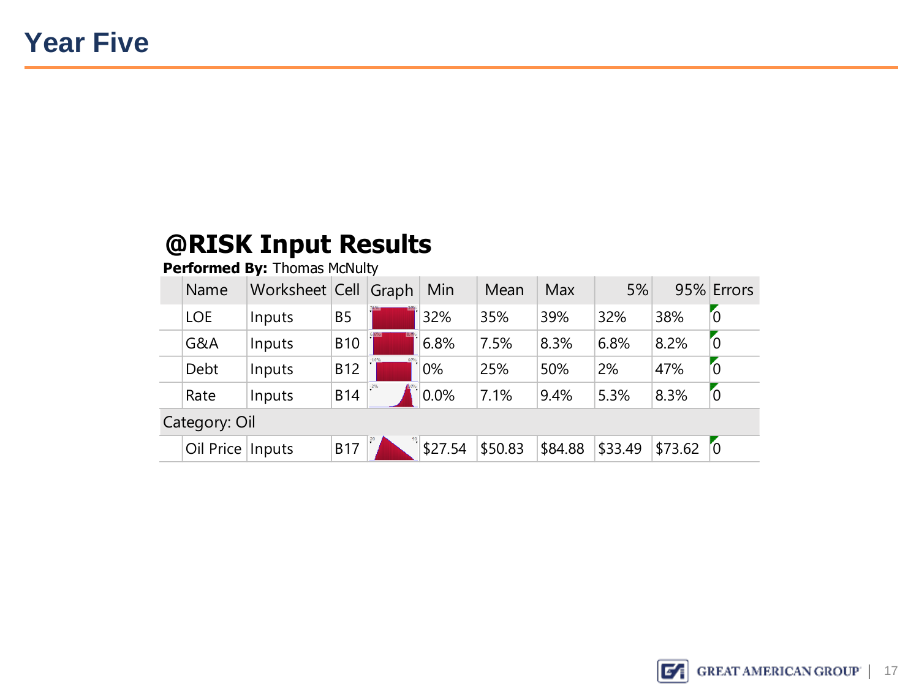# Year Five

## @RISK Input Results

**Performed By:** Thomas McNulty

| Name | Worksheet | Cell | Graph | Min | Mean | Max | 5% | 95% | Errors |
|---|---|---|---|---|---|---|---|---|---|
| LOE | Inputs | B5 | | 32% | 35% | 39% | 32% | 38% | 0 |
| G&A | Inputs | B10 | | 6.8% | 7.5% | 8.3% | 6.8% | 8.2% | 0 |
| Debt | Inputs | B12 | | 0% | 25% | 50% | 2% | 47% | 0 |
| Rate | Inputs | B14 | | 0.0% | 7.1% | 9.4% | 5.3% | 8.3% | 0 |
| Category: Oil | | | | | | | | | |
| Oil Price | Inputs | B17 | | $27.54 | $50.83 | $84.88 | $33.49 | $73.62 | 0 |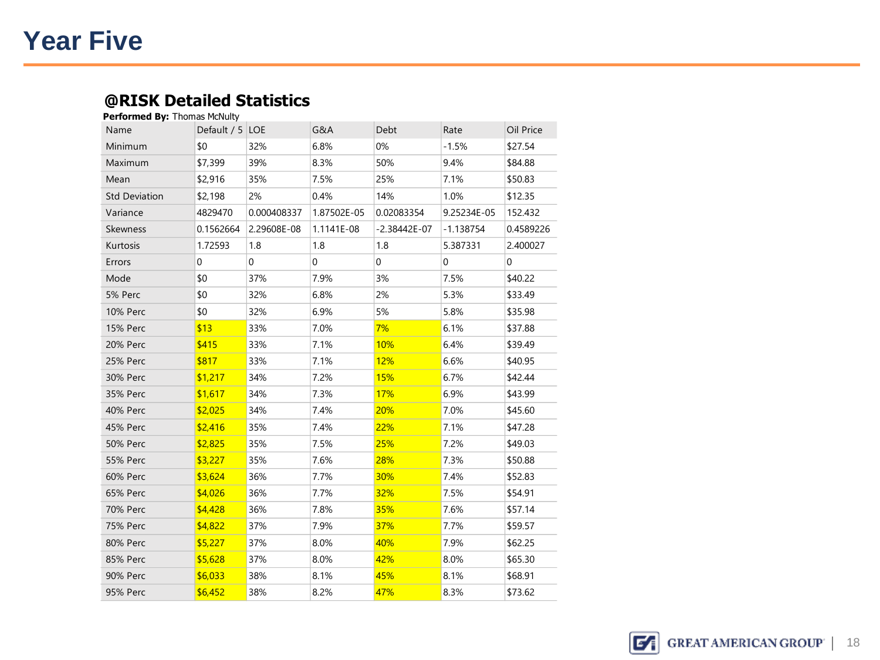# Year Five

## @RISK Detailed Statistics

**Performed By:** Thomas McNulty

| Name | Default / 5 | LOE | G&A | Debt | Rate | Oil Price |
|---|---|---|---|---|---|---|
| Minimum | $0 | 32% | 6.8% | 0% | -1.5% | $27.54 |
| Maximum | $7,399 | 39% | 8.3% | 50% | 9.4% | $84.88 |
| Mean | $2,916 | 35% | 7.5% | 25% | 7.1% | $50.83 |
| Std Deviation | $2,198 | 2% | 0.4% | 14% | 1.0% | $12.35 |
| Variance | 4829470 | 0.000408337 | 1.87502E-05 | 0.02083354 | 9.25234E-05 | 152.432 |
| Skewness | 0.1562664 | 2.29608E-08 | 1.1141E-08 | -2.38442E-07 | -1.138754 | 0.4589226 |
| Kurtosis | 1.72593 | 1.8 | 1.8 | 1.8 | 5.387331 | 2.400027 |
| Errors | 0 | 0 | 0 | 0 | 0 | 0 |
| Mode | $0 | 37% | 7.9% | 3% | 7.5% | $40.22 |
| 5% Perc | $0 | 32% | 6.8% | 2% | 5.3% | $33.49 |
| 10% Perc | $0 | 32% | 6.9% | 5% | 5.8% | $35.98 |
| 15% Perc | $13 | 33% | 7.0% | 7% | 6.1% | $37.88 |
| 20% Perc | $415 | 33% | 7.1% | 10% | 6.4% | $39.49 |
| 25% Perc | $817 | 33% | 7.1% | 12% | 6.6% | $40.95 |
| 30% Perc | $1,217 | 34% | 7.2% | 15% | 6.7% | $42.44 |
| 35% Perc | $1,617 | 34% | 7.3% | 17% | 6.9% | $43.99 |
| 40% Perc | $2,025 | 34% | 7.4% | 20% | 7.0% | $45.60 |
| 45% Perc | $2,416 | 35% | 7.4% | 22% | 7.1% | $47.28 |
| 50% Perc | $2,825 | 35% | 7.5% | 25% | 7.2% | $49.03 |
| 55% Perc | $3,227 | 35% | 7.6% | 28% | 7.3% | $50.88 |
| 60% Perc | $3,624 | 36% | 7.7% | 30% | 7.4% | $52.83 |
| 65% Perc | $4,026 | 36% | 7.7% | 32% | 7.5% | $54.91 |
| 70% Perc | $4,428 | 36% | 7.8% | 35% | 7.6% | $57.14 |
| 75% Perc | $4,822 | 37% | 7.9% | 37% | 7.7% | $59.57 |
| 80% Perc | $5,227 | 37% | 8.0% | 40% | 7.9% | $62.25 |
| 85% Perc | $5,628 | 37% | 8.0% | 42% | 8.0% | $65.30 |
| 90% Perc | $6,033 | 38% | 8.1% | 45% | 8.1% | $68.91 |
| 95% Perc | $6,452 | 38% | 8.2% | 47% | 8.3% | $73.62 |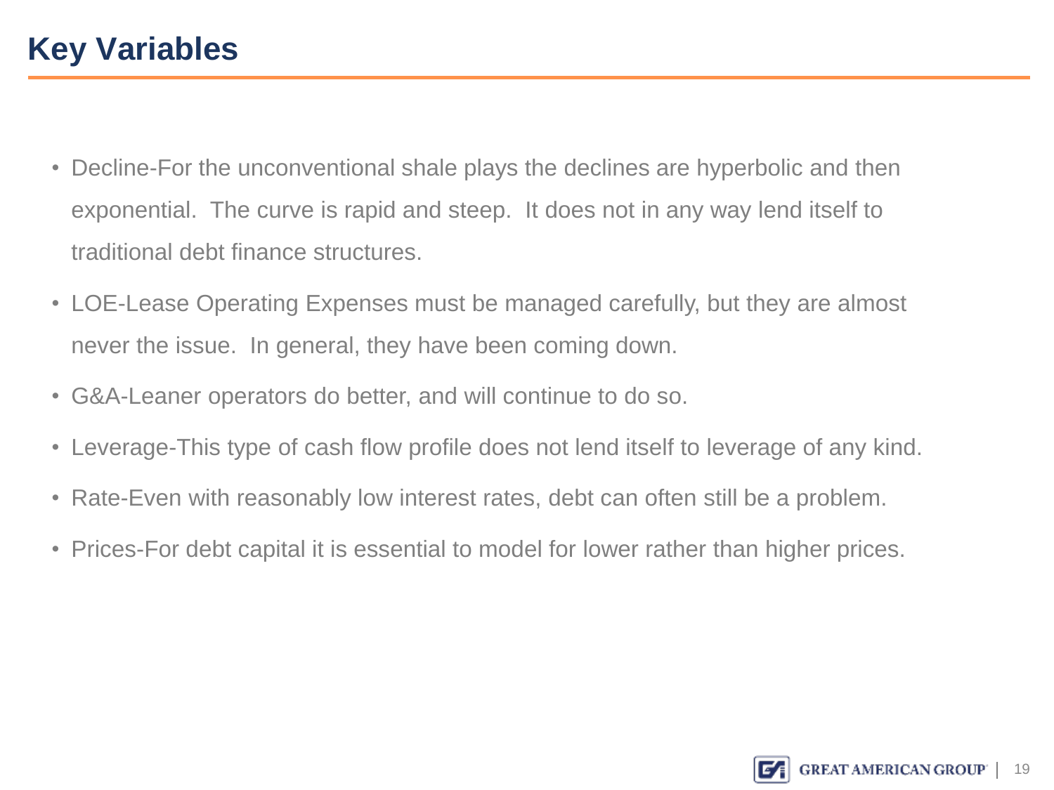# Key Variables

- Decline-For the unconventional shale plays the declines are hyperbolic and then exponential. The curve is rapid and steep. It does not in any way lend itself to traditional debt finance structures.
- LOE-Lease Operating Expenses must be managed carefully, but they are almost never the issue. In general, they have been coming down.
- G&A-Leaner operators do better, and will continue to do so.
- Leverage-This type of cash flow profile does not lend itself to leverage of any kind.
- Rate-Even with reasonably low interest rates, debt can often still be a problem.
- Prices-For debt capital it is essential to model for lower rather than higher prices.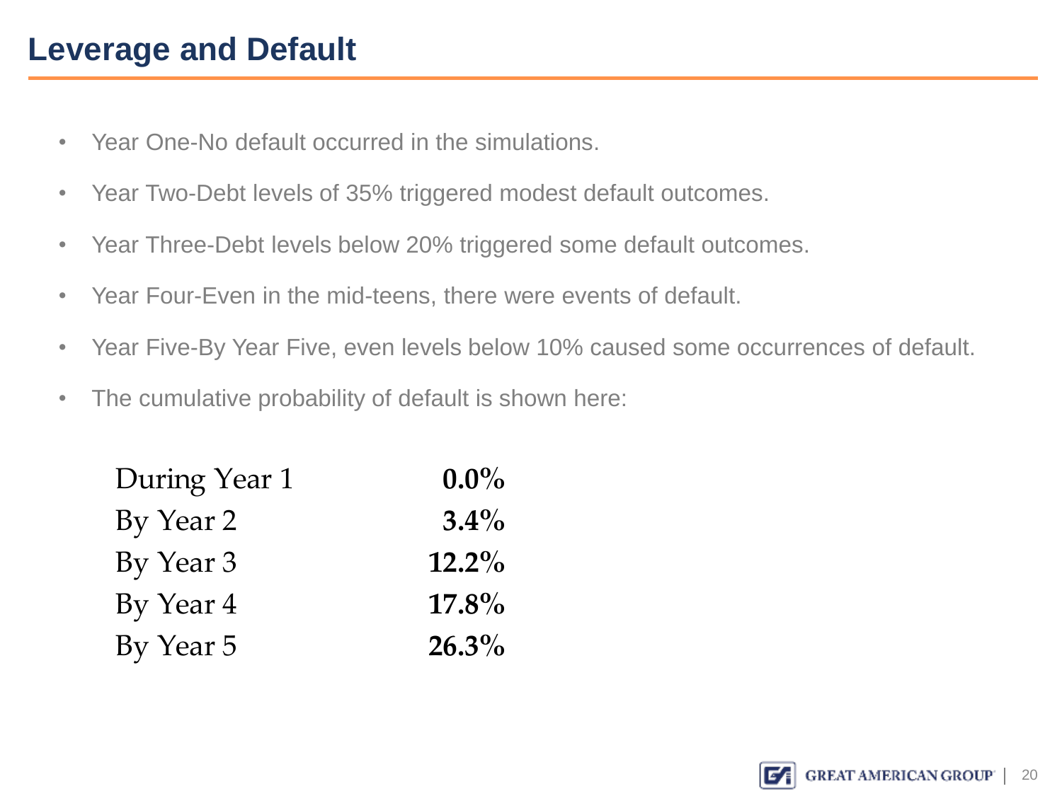# Leverage and Default

- Year One-No default occurred in the simulations.
- Year Two-Debt levels of 35% triggered modest default outcomes.
- Year Three-Debt levels below 20% triggered some default outcomes.
- Year Four-Even in the mid-teens, there were events of default.
- Year Five-By Year Five, even levels below 10% caused some occurrences of default.
- The cumulative probability of default is shown here:

| | |
|---|---|
| During Year 1 | **0.0%** |
| By Year 2 | **3.4%** |
| By Year 3 | **12.2%** |
| By Year 4 | **17.8%** |
| By Year 5 | **26.3%** |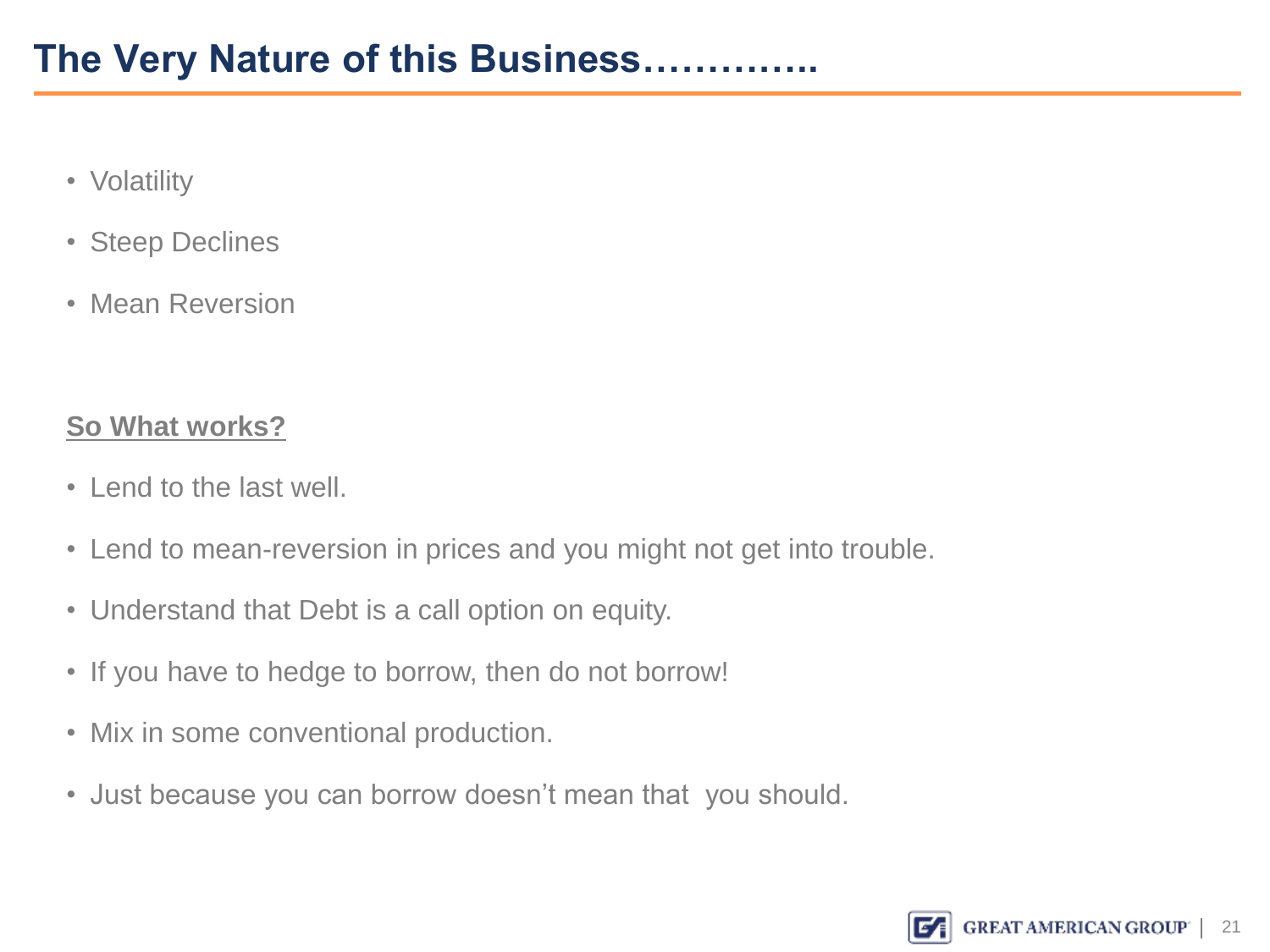# The Very Nature of this Business………….

- Volatility
- Steep Declines
- Mean Reversion

**So What works?**

- Lend to the last well.
- Lend to mean-reversion in prices and you might not get into trouble.
- Understand that Debt is a call option on equity.
- If you have to hedge to borrow, then do not borrow!
- Mix in some conventional production.
- Just because you can borrow doesn't mean that you should.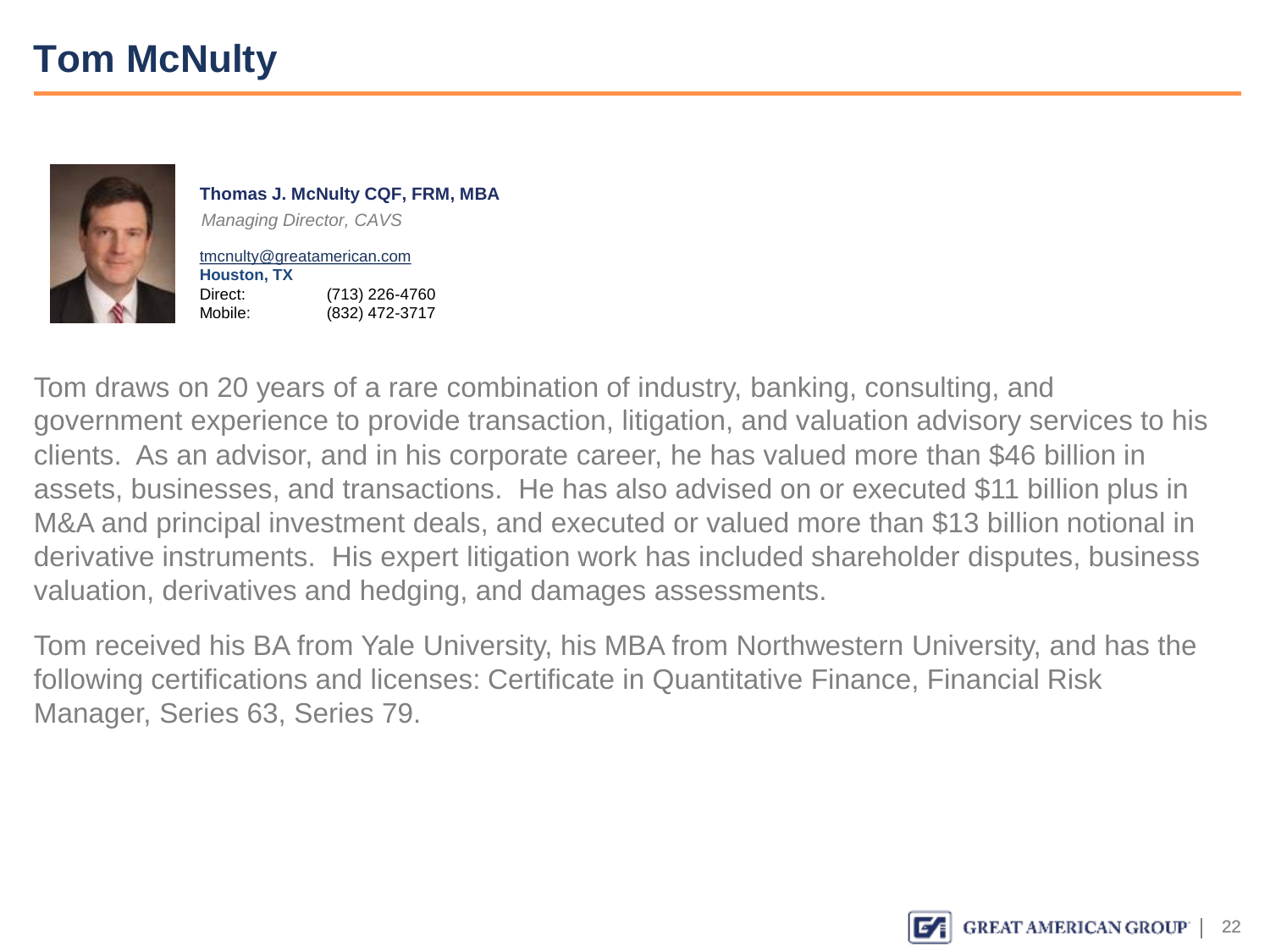# Tom McNulty

**Thomas J. McNulty CQF, FRM, MBA**

*Managing Director, CAVS*

tmcnulty@greatamerican.com

**Houston, TX**

Direct: (713) 226-4760

Mobile: (832) 472-3717

Tom draws on 20 years of a rare combination of industry, banking, consulting, and government experience to provide transaction, litigation, and valuation advisory services to his clients. As an advisor, and in his corporate career, he has valued more than $46 billion in assets, businesses, and transactions. He has also advised on or executed $11 billion plus in M&A and principal investment deals, and executed or valued more than $13 billion notional in derivative instruments. His expert litigation work has included shareholder disputes, business valuation, derivatives and hedging, and damages assessments.

Tom received his BA from Yale University, his MBA from Northwestern University, and has the following certifications and licenses: Certificate in Quantitative Finance, Financial Risk Manager, Series 63, Series 79.